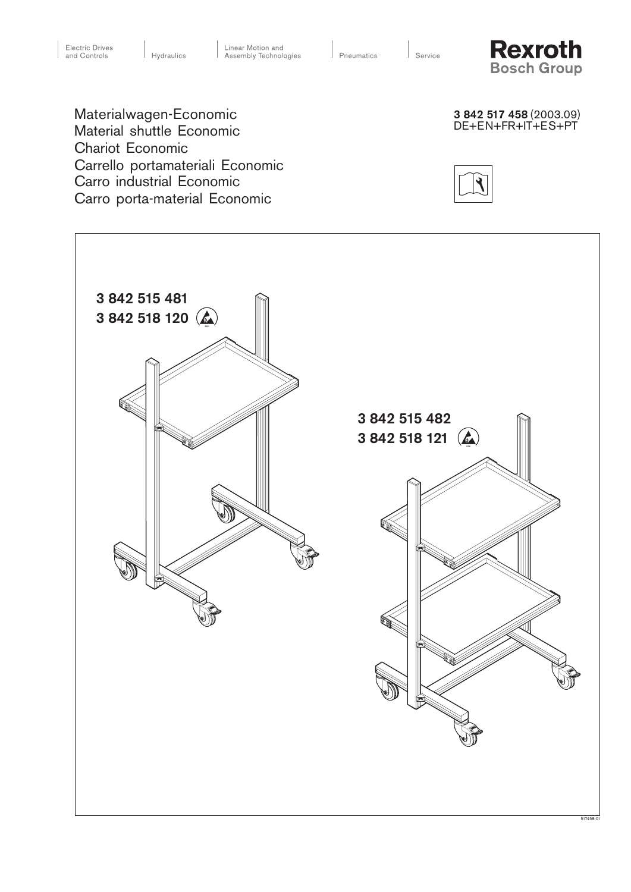Electric Drives and Controls | Hydraulics | Linear Motion and Assembly Technologies | Pneumatics | Service

**Rexroth**
**Bosch Group**

# Materialwagen-Economic
# Material shuttle Economic
# Chariot Economic
# Carrello portamateriali Economic
# Carro industrial Economic
# Carro porta-material Economic

**3 842 517 458** (2003.09)
DE+EN+FR+IT+ES+PT

**3 842 515 481**
**3 842 518 120**

**3 842 515 482**
**3 842 518 121**

517458-01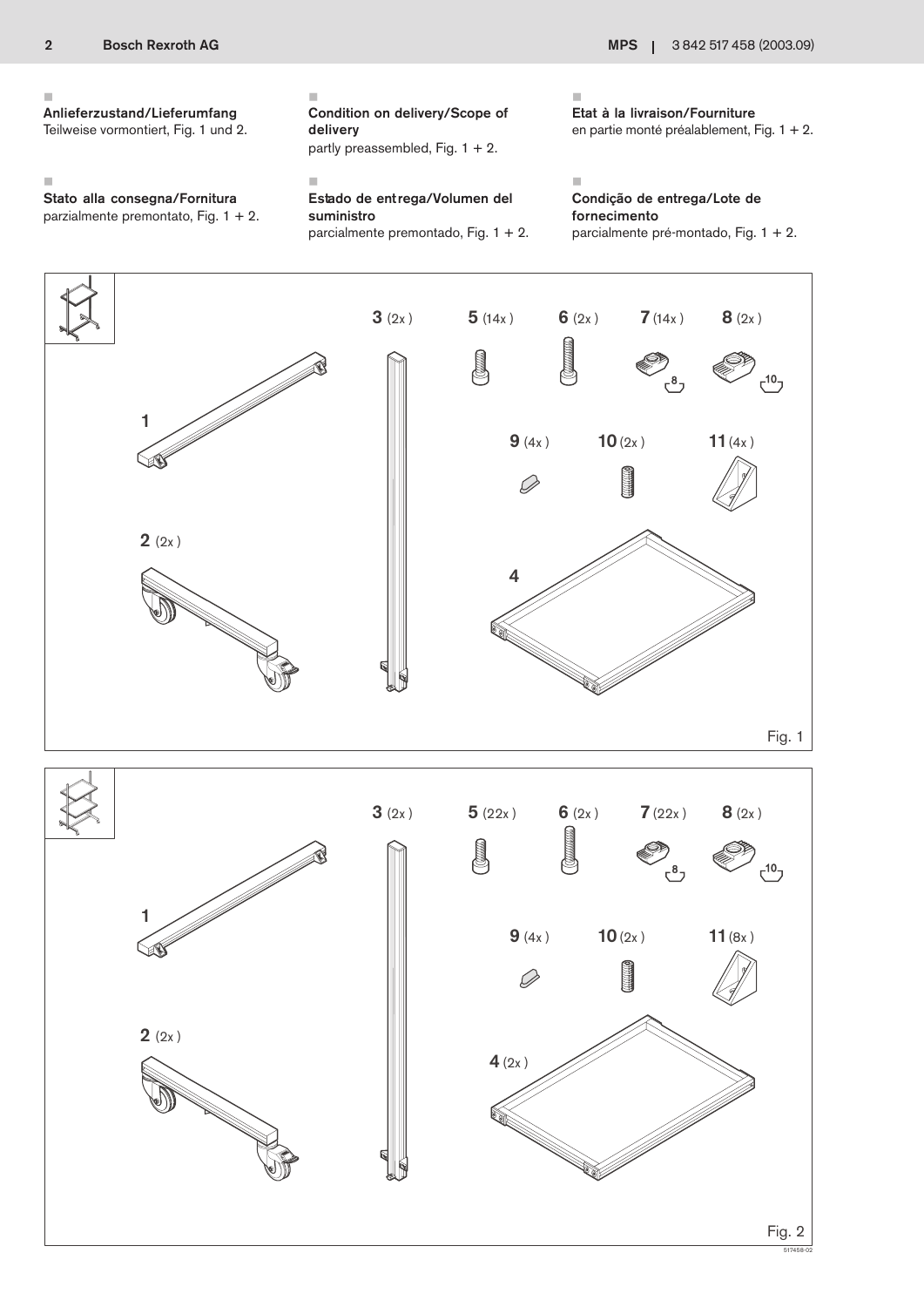**Anlieferzustand/Lieferumfang**
Teilweise vormontiert, Fig. 1 und 2.

**Condition on delivery/Scope of delivery**
partly preassembled, Fig. 1 + 2.

**Etat à la livraison/Fourniture**
en partie monté préalablement, Fig. 1 + 2.

**Stato alla consegna/Fornitura**
parzialmente premontato, Fig. 1 + 2.

**Estado de entrega/Volumen del suministro**
parcialmente premontado, Fig. 1 + 2.

**Condição de entrega/Lote de fornecimento**
parcialmente pré-montado, Fig. 1 + 2.

1
2 (2x)
3 (2x)
4
5 (14x)
6 (2x)
7 (14x)
8 (2x)
9 (4x)
10 (2x)
11 (4x)

Fig. 1

1
2 (2x)
3 (2x)
4 (2x)
5 (22x)
6 (2x)
7 (22x)
8 (2x)
9 (4x)
10 (2x)
11 (8x)

Fig. 2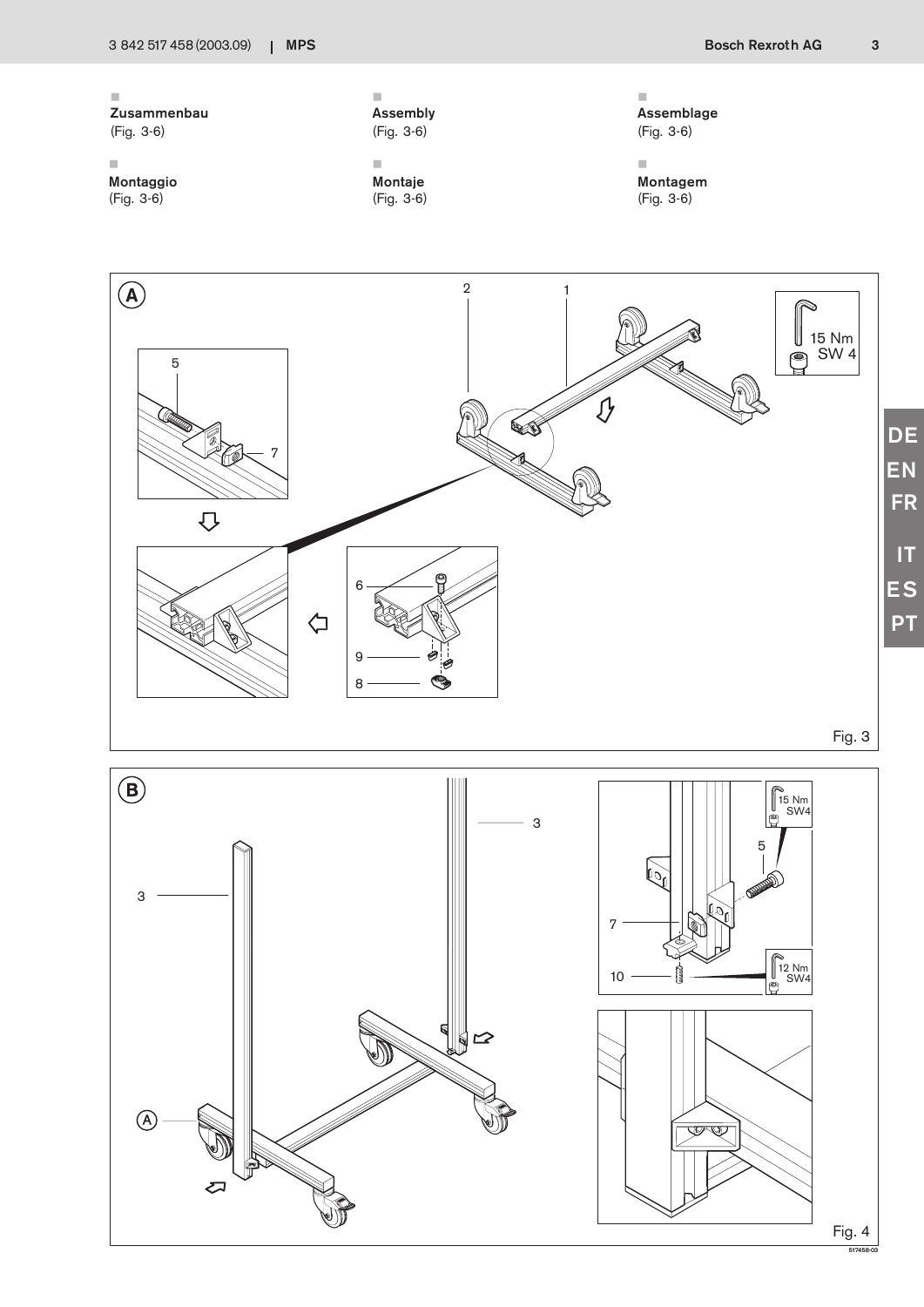**Zusammenbau**
(Fig. 3-6)

**Assembly**
(Fig. 3-6)

**Assemblage**
(Fig. 3-6)

**Montaggio**
(Fig. 3-6)

**Montaje**
(Fig. 3-6)

**Montagem**
(Fig. 3-6)

Fig. 3

Fig. 4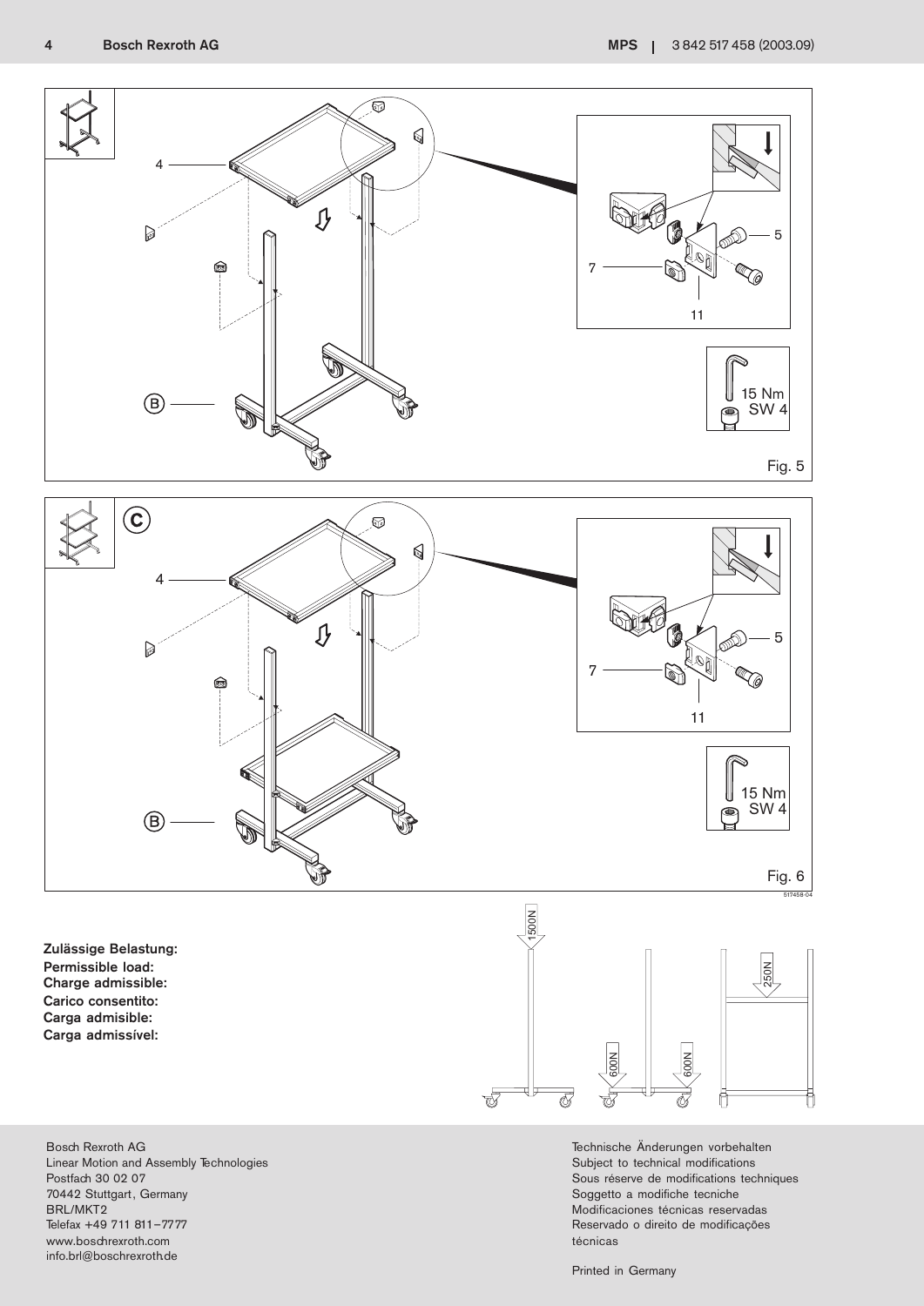4

Fig. 5

Fig. 6

**Zulässige Belastung:**
**Permissible load:**
**Charge admissible:**
**Carico consentito:**
**Carga admisible:**
**Carga admissível:**

1500N

600N

600N

250N

Bosch Rexroth AG
Linear Motion and Assembly Technologies
Postfach 30 02 07
70442 Stuttgart, Germany
BRL/MKT2
Telefax +49 711 811–7777
www.boschrexroth.com
info.brl@boschrexroth.de

Technische Änderungen vorbehalten
Subject to technical modifications
Sous réserve de modifications techniques
Soggetto a modifiche tecniche
Modificaciones técnicas reservadas
Reservado o direito de modificações técnicas

Printed in Germany